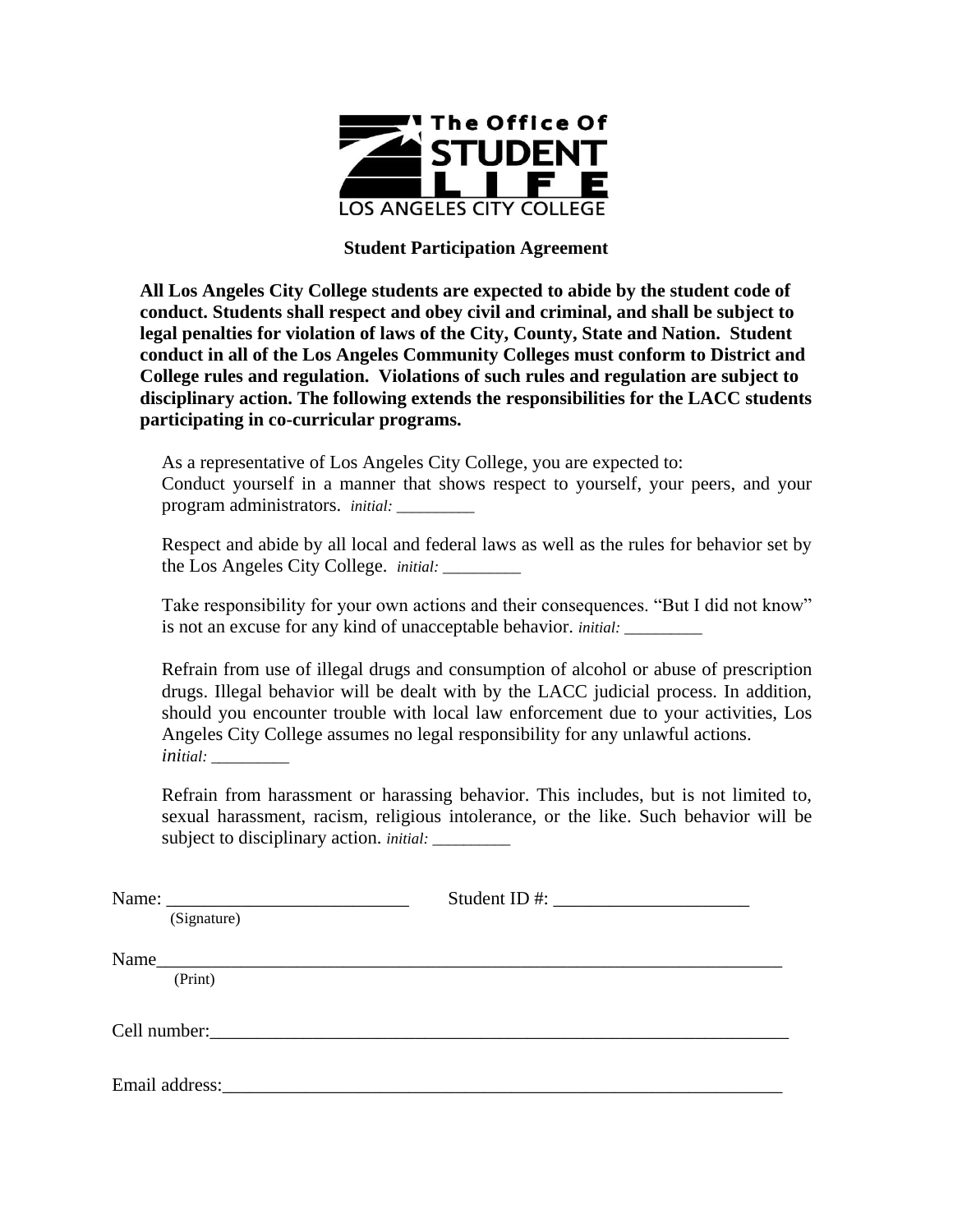The Office Of STUDENT LIFE
LOS ANGELES CITY COLLEGE

**Student Participation Agreement**

**All Los Angeles City College students are expected to abide by the student code of conduct. Students shall respect and obey civil and criminal, and shall be subject to legal penalties for violation of laws of the City, County, State and Nation. Student conduct in all of the Los Angeles Community Colleges must conform to District and College rules and regulation. Violations of such rules and regulation are subject to disciplinary action. The following extends the responsibilities for the LACC students participating in co-curricular programs.**

As a representative of Los Angeles City College, you are expected to:
Conduct yourself in a manner that shows respect to yourself, your peers, and your program administrators. *initial:* _________

Respect and abide by all local and federal laws as well as the rules for behavior set by the Los Angeles City College. *initial:* _________

Take responsibility for your own actions and their consequences. "But I did not know" is not an excuse for any kind of unacceptable behavior. *initial:* _________

Refrain from use of illegal drugs and consumption of alcohol or abuse of prescription drugs. Illegal behavior will be dealt with by the LACC judicial process. In addition, should you encounter trouble with local law enforcement due to your activities, Los Angeles City College assumes no legal responsibility for any unlawful actions.
*initial:* _________

Refrain from harassment or harassing behavior. This includes, but is not limited to, sexual harassment, racism, religious intolerance, or the like. Such behavior will be subject to disciplinary action. *initial:* _________

Name: __________________________ Student ID #: _____________________
(Signature)

Name______________________________________________________________________
(Print)

Cell number:________________________________________________________________

Email address:______________________________________________________________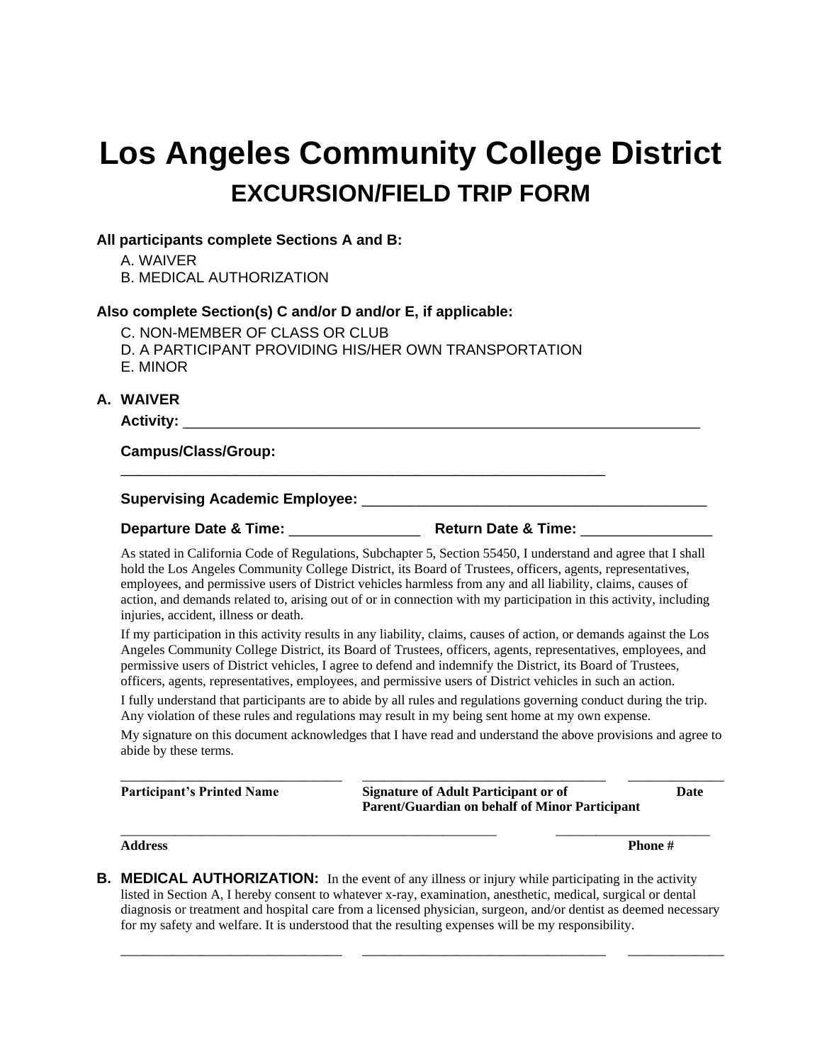# Los Angeles Community College District

## EXCURSION/FIELD TRIP FORM

**All participants complete Sections A and B:**

A. WAIVER
B. MEDICAL AUTHORIZATION

**Also complete Section(s) C and/or D and/or E, if applicable:**

C. NON-MEMBER OF CLASS OR CLUB
D. A PARTICIPANT PROVIDING HIS/HER OWN TRANSPORTATION
E. MINOR

**A. WAIVER**

**Activity:** ___________________________________________________________________

**Campus/Class/Group:**
______________________________________________________________

**Supervising Academic Employee:** ____________________________________________

**Departure Date & Time:** ________________ **Return Date & Time:** ________________

As stated in California Code of Regulations, Subchapter 5, Section 55450, I understand and agree that I shall hold the Los Angeles Community College District, its Board of Trustees, officers, agents, representatives, employees, and permissive users of District vehicles harmless from any and all liability, claims, causes of action, and demands related to, arising out of or in connection with my participation in this activity, including injuries, accident, illness or death.

If my participation in this activity results in any liability, claims, causes of action, or demands against the Los Angeles Community College District, its Board of Trustees, officers, agents, representatives, employees, and permissive users of District vehicles, I agree to defend and indemnify the District, its Board of Trustees, officers, agents, representatives, employees, and permissive users of District vehicles in such an action.

I fully understand that participants are to abide by all rules and regulations governing conduct during the trip. Any violation of these rules and regulations may result in my being sent home at my own expense.

My signature on this document acknowledges that I have read and understand the above provisions and agree to abide by these terms.

_______________________________ _________________________________ ______________
**Participant's Printed Name** **Signature of Adult Participant or of Parent/Guardian on behalf of Minor Participant** **Date**

_____________________________________________________ ______________________
**Address** **Phone #**

**B. MEDICAL AUTHORIZATION:** In the event of any illness or injury while participating in the activity listed in Section A, I hereby consent to whatever x-ray, examination, anesthetic, medical, surgical or dental diagnosis or treatment and hospital care from a licensed physician, surgeon, and/or dentist as deemed necessary for my safety and welfare. It is understood that the resulting expenses will be my responsibility.

_______________________________ _________________________________ ______________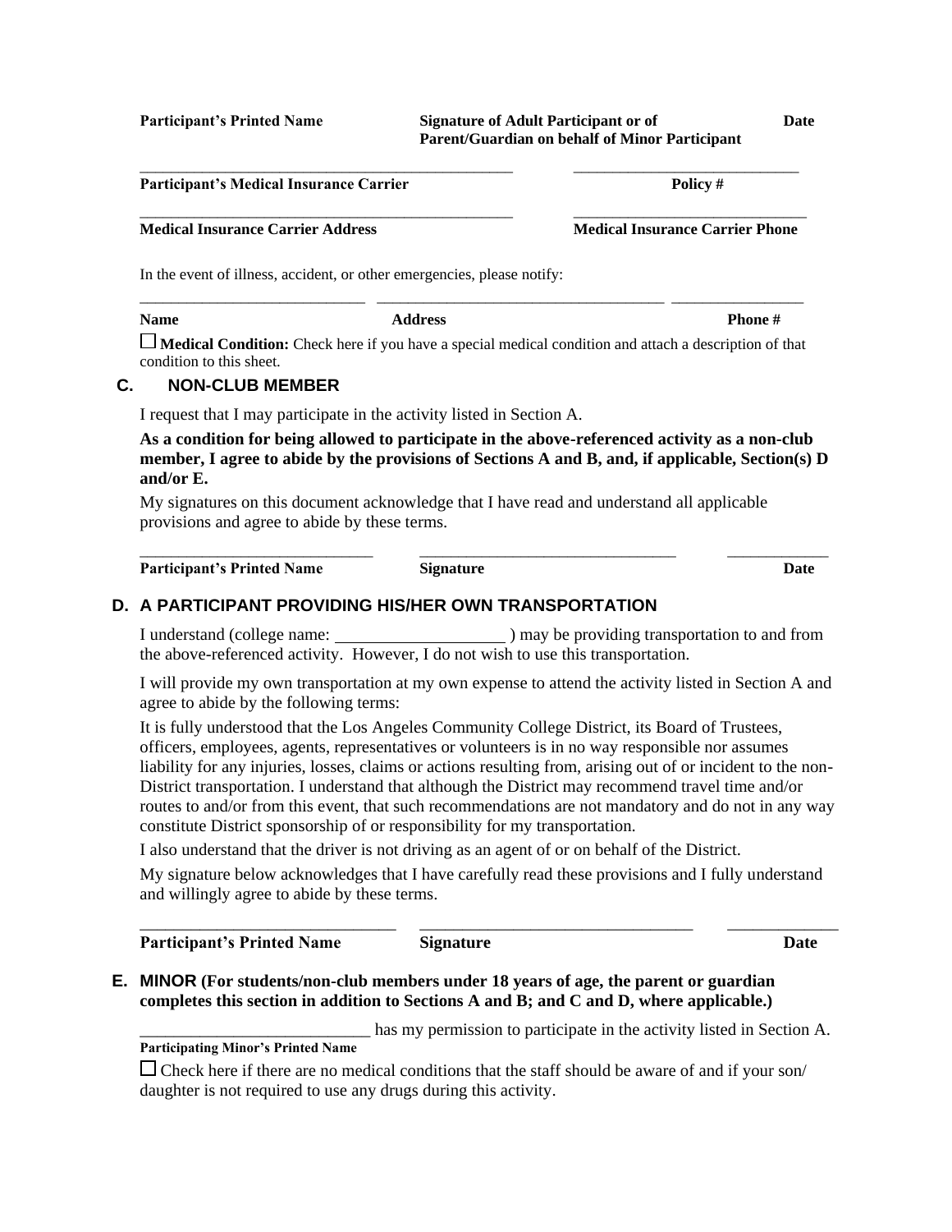**Participant's Printed Name** | **Signature of Adult Participant or of Parent/Guardian on behalf of Minor Participant** | **Date**

_______________________________________________ | _____________________________

**Participant's Medical Insurance Carrier** | **Policy #**

_______________________________________________ | _____________________________

**Medical Insurance Carrier Address** | **Medical Insurance Carrier Phone**

In the event of illness, accident, or other emergencies, please notify:

____________________________ | ____________________________________ | ________________

**Name** | **Address** | **Phone #**

☐ **Medical Condition:** Check here if you have a special medical condition and attach a description of that condition to this sheet.

## C. NON-CLUB MEMBER

I request that I may participate in the activity listed in Section A.

**As a condition for being allowed to participate in the above-referenced activity as a non-club member, I agree to abide by the provisions of Sections A and B, and, if applicable, Section(s) D and/or E.**

My signatures on this document acknowledge that I have read and understand all applicable provisions and agree to abide by these terms.

_____________________________ | ________________________________ | ____________

**Participant's Printed Name** | **Signature** | **Date**

## D. A PARTICIPANT PROVIDING HIS/HER OWN TRANSPORTATION

I understand (college name: ____________________ ) may be providing transportation to and from the above-referenced activity. However, I do not wish to use this transportation.

I will provide my own transportation at my own expense to attend the activity listed in Section A and agree to abide by the following terms:

It is fully understood that the Los Angeles Community College District, its Board of Trustees, officers, employees, agents, representatives or volunteers is in no way responsible nor assumes liability for any injuries, losses, claims or actions resulting from, arising out of or incident to the non-District transportation. I understand that although the District may recommend travel time and/or routes to and/or from this event, that such recommendations are not mandatory and do not in any way constitute District sponsorship of or responsibility for my transportation.

I also understand that the driver is not driving as an agent of or on behalf of the District.

My signature below acknowledges that I have carefully read these provisions and I fully understand and willingly agree to abide by these terms.

______________________________ | ________________________________ | _____________

**Participant's Printed Name** | **Signature** | **Date**

## E. MINOR (For students/non-club members under 18 years of age, the parent or guardian completes this section in addition to Sections A and B; and C and D, where applicable.)

___________________________ has my permission to participate in the activity listed in Section A.
**Participating Minor's Printed Name**

☐ Check here if there are no medical conditions that the staff should be aware of and if your son/daughter is not required to use any drugs during this activity.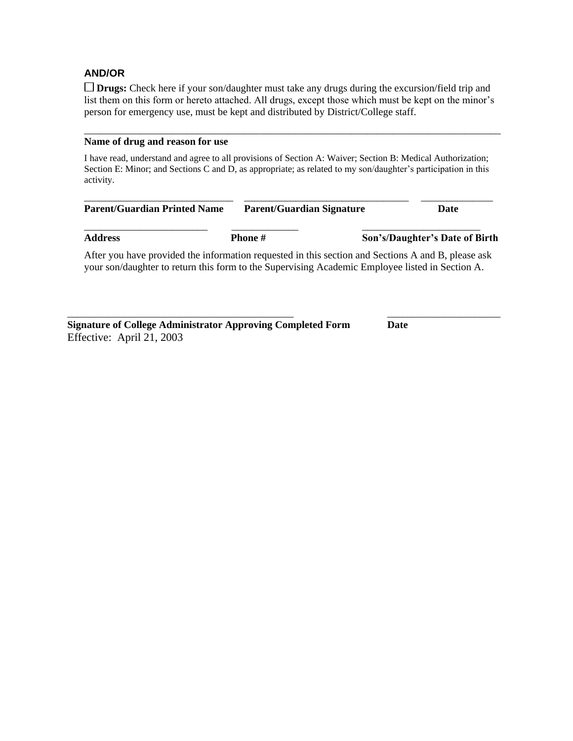**AND/OR**

☐ **Drugs:** Check here if your son/daughter must take any drugs during the excursion/field trip and list them on this form or hereto attached. All drugs, except those which must be kept on the minor's person for emergency use, must be kept and distributed by District/College staff.

\_\_\_\_\_\_\_\_\_\_\_\_\_\_\_\_\_\_\_\_\_\_\_\_\_\_\_\_\_\_\_\_\_\_\_\_\_\_\_\_\_\_\_\_\_\_\_\_\_\_\_\_\_\_\_\_\_\_\_\_\_\_\_\_\_\_\_\_\_\_\_\_\_\_\_\_\_\_

**Name of drug and reason for use**

I have read, understand and agree to all provisions of Section A: Waiver; Section B: Medical Authorization; Section E: Minor; and Sections C and D, as appropriate; as related to my son/daughter's participation in this activity.

| | | |
|---|---|---|
| \_\_\_\_\_\_\_\_\_\_\_\_\_\_\_\_\_\_\_\_\_\_\_\_\_\_\_\_ | \_\_\_\_\_\_\_\_\_\_\_\_\_\_\_\_\_\_\_\_\_\_\_\_\_\_\_\_\_\_\_ | \_\_\_\_\_\_\_\_\_\_\_\_\_\_ |
| **Parent/Guardian Printed Name** | **Parent/Guardian Signature** | **Date** |
| \_\_\_\_\_\_\_\_\_\_\_\_\_\_\_\_\_\_\_\_\_\_\_ | \_\_\_\_\_\_\_\_\_\_\_\_\_ | \_\_\_\_\_\_\_\_\_\_\_\_\_\_\_\_\_\_\_\_\_\_ |
| **Address** | **Phone #** | **Son's/Daughter's Date of Birth** |

After you have provided the information requested in this section and Sections A and B, please ask your son/daughter to return this form to the Supervising Academic Employee listed in Section A.

\_\_\_\_\_\_\_\_\_\_\_\_\_\_\_\_\_\_\_\_\_\_\_\_\_\_\_\_\_\_\_\_\_\_\_\_\_\_\_\_\_\_ \_\_\_\_\_\_\_\_\_\_\_\_\_\_\_\_\_\_\_\_\_

**Signature of College Administrator Approving Completed Form** **Date**

Effective: April 21, 2003